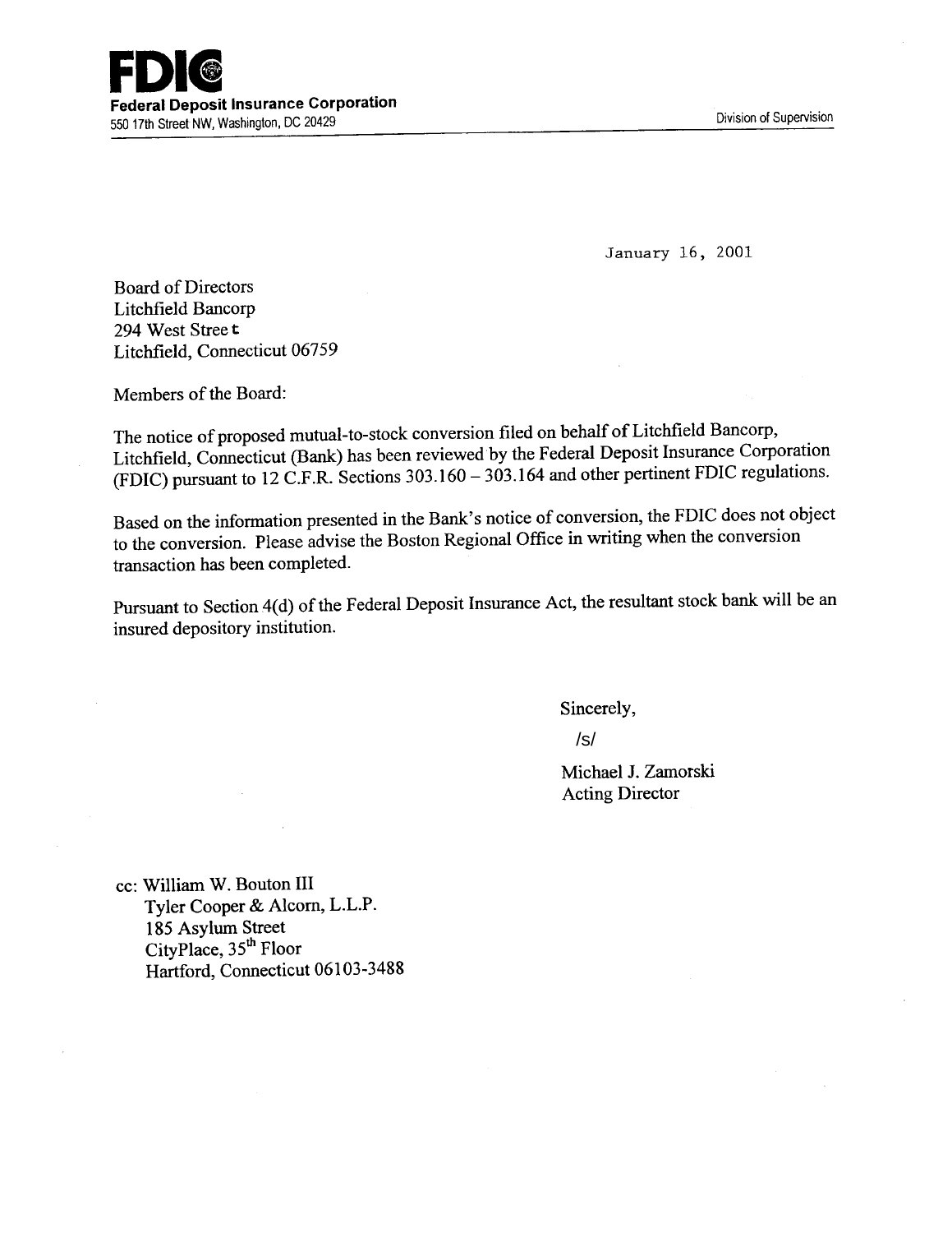**FDIC**

**Federal Deposit Insurance Corporation**

550 17th Street NW, Washington, DC 20429

Division of Supervision

January 16, 2001

Board of Directors
Litchfield Bancorp
294 West Street
Litchfield, Connecticut 06759

Members of the Board:

The notice of proposed mutual-to-stock conversion filed on behalf of Litchfield Bancorp, Litchfield, Connecticut (Bank) has been reviewed by the Federal Deposit Insurance Corporation (FDIC) pursuant to 12 C.F.R. Sections 303.160 – 303.164 and other pertinent FDIC regulations.

Based on the information presented in the Bank's notice of conversion, the FDIC does not object to the conversion. Please advise the Boston Regional Office in writing when the conversion transaction has been completed.

Pursuant to Section 4(d) of the Federal Deposit Insurance Act, the resultant stock bank will be an insured depository institution.

Sincerely,

/s/

Michael J. Zamorski
Acting Director

cc: William W. Bouton III
Tyler Cooper & Alcorn, L.L.P.
185 Asylum Street
CityPlace, 35th Floor
Hartford, Connecticut 06103-3488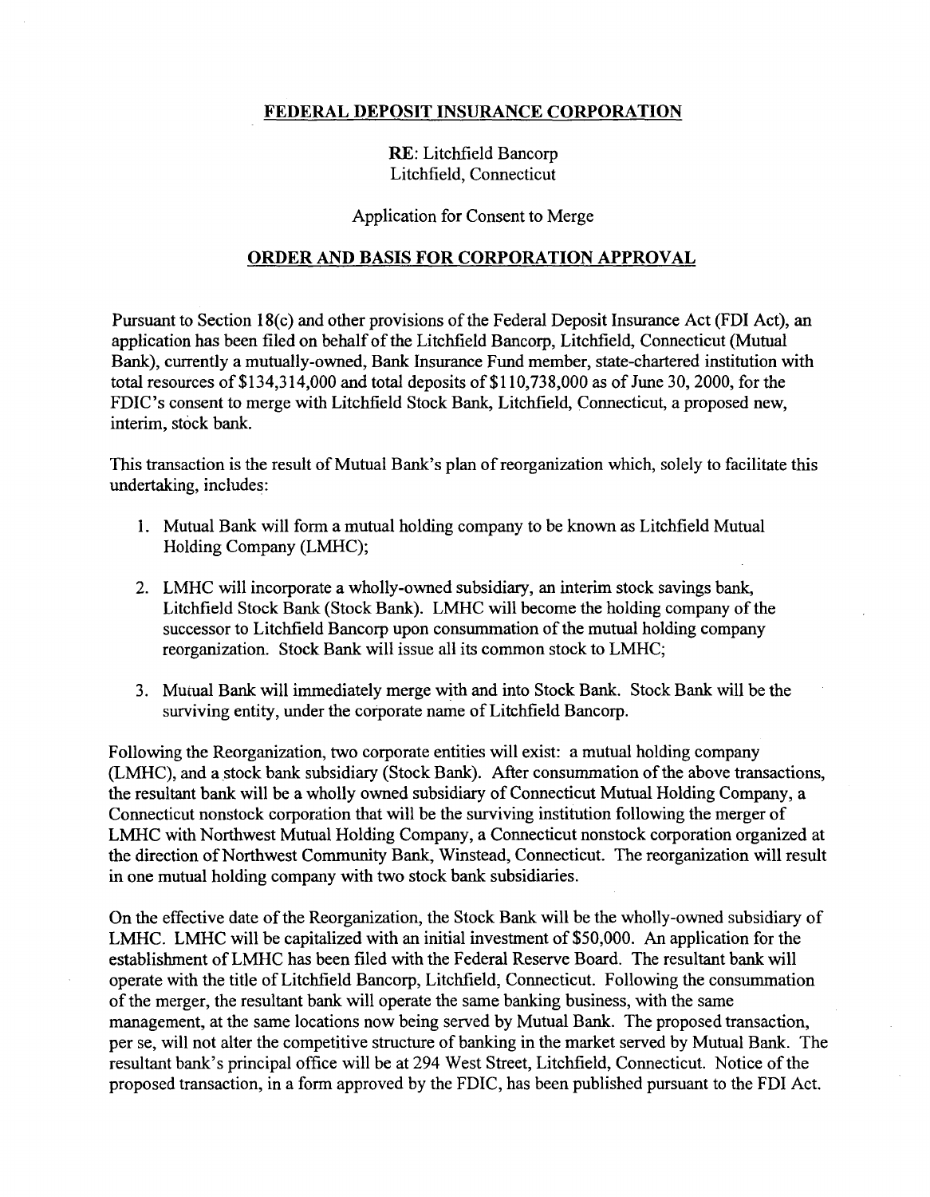**FEDERAL DEPOSIT INSURANCE CORPORATION**

**RE**: Litchfield Bancorp
Litchfield, Connecticut

Application for Consent to Merge

**ORDER AND BASIS FOR CORPORATION APPROVAL**

Pursuant to Section 18(c) and other provisions of the Federal Deposit Insurance Act (FDI Act), an application has been filed on behalf of the Litchfield Bancorp, Litchfield, Connecticut (Mutual Bank), currently a mutually-owned, Bank Insurance Fund member, state-chartered institution with total resources of $134,314,000 and total deposits of $110,738,000 as of June 30, 2000, for the FDIC's consent to merge with Litchfield Stock Bank, Litchfield, Connecticut, a proposed new, interim, stock bank.

This transaction is the result of Mutual Bank's plan of reorganization which, solely to facilitate this undertaking, includes:

1. Mutual Bank will form a mutual holding company to be known as Litchfield Mutual Holding Company (LMHC);
2. LMHC will incorporate a wholly-owned subsidiary, an interim stock savings bank, Litchfield Stock Bank (Stock Bank). LMHC will become the holding company of the successor to Litchfield Bancorp upon consummation of the mutual holding company reorganization. Stock Bank will issue all its common stock to LMHC;
3. Mutual Bank will immediately merge with and into Stock Bank. Stock Bank will be the surviving entity, under the corporate name of Litchfield Bancorp.

Following the Reorganization, two corporate entities will exist: a mutual holding company (LMHC), and a stock bank subsidiary (Stock Bank). After consummation of the above transactions, the resultant bank will be a wholly owned subsidiary of Connecticut Mutual Holding Company, a Connecticut nonstock corporation that will be the surviving institution following the merger of LMHC with Northwest Mutual Holding Company, a Connecticut nonstock corporation organized at the direction of Northwest Community Bank, Winstead, Connecticut. The reorganization will result in one mutual holding company with two stock bank subsidiaries.

On the effective date of the Reorganization, the Stock Bank will be the wholly-owned subsidiary of LMHC. LMHC will be capitalized with an initial investment of $50,000. An application for the establishment of LMHC has been filed with the Federal Reserve Board. The resultant bank will operate with the title of Litchfield Bancorp, Litchfield, Connecticut. Following the consummation of the merger, the resultant bank will operate the same banking business, with the same management, at the same locations now being served by Mutual Bank. The proposed transaction, per se, will not alter the competitive structure of banking in the market served by Mutual Bank. The resultant bank's principal office will be at 294 West Street, Litchfield, Connecticut. Notice of the proposed transaction, in a form approved by the FDIC, has been published pursuant to the FDI Act.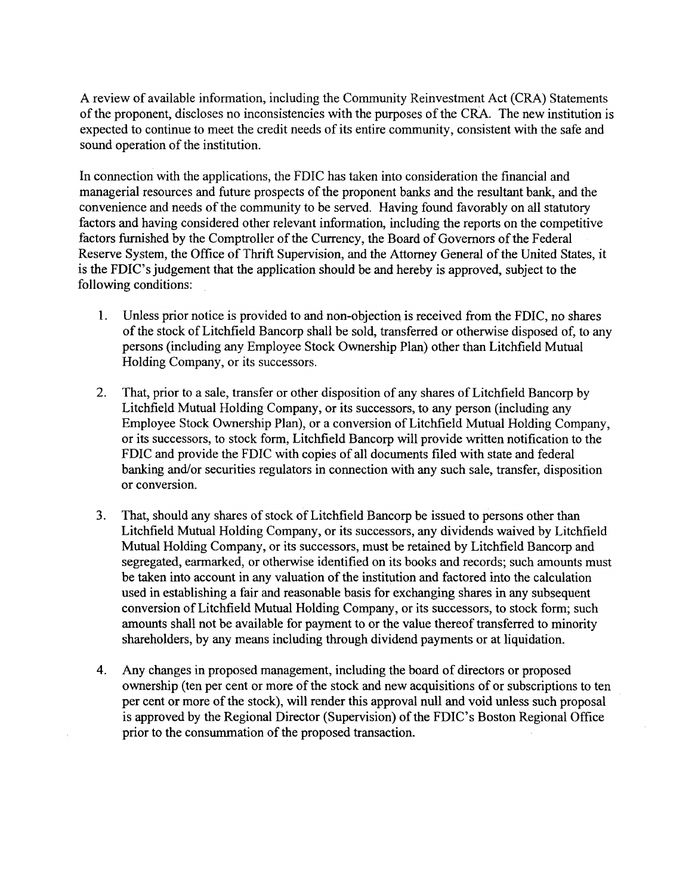A review of available information, including the Community Reinvestment Act (CRA) Statements of the proponent, discloses no inconsistencies with the purposes of the CRA. The new institution is expected to continue to meet the credit needs of its entire community, consistent with the safe and sound operation of the institution.

In connection with the applications, the FDIC has taken into consideration the financial and managerial resources and future prospects of the proponent banks and the resultant bank, and the convenience and needs of the community to be served. Having found favorably on all statutory factors and having considered other relevant information, including the reports on the competitive factors furnished by the Comptroller of the Currency, the Board of Governors of the Federal Reserve System, the Office of Thrift Supervision, and the Attorney General of the United States, it is the FDIC's judgement that the application should be and hereby is approved, subject to the following conditions:

1. Unless prior notice is provided to and non-objection is received from the FDIC, no shares of the stock of Litchfield Bancorp shall be sold, transferred or otherwise disposed of, to any persons (including any Employee Stock Ownership Plan) other than Litchfield Mutual Holding Company, or its successors.

2. That, prior to a sale, transfer or other disposition of any shares of Litchfield Bancorp by Litchfield Mutual Holding Company, or its successors, to any person (including any Employee Stock Ownership Plan), or a conversion of Litchfield Mutual Holding Company, or its successors, to stock form, Litchfield Bancorp will provide written notification to the FDIC and provide the FDIC with copies of all documents filed with state and federal banking and/or securities regulators in connection with any such sale, transfer, disposition or conversion.

3. That, should any shares of stock of Litchfield Bancorp be issued to persons other than Litchfield Mutual Holding Company, or its successors, any dividends waived by Litchfield Mutual Holding Company, or its successors, must be retained by Litchfield Bancorp and segregated, earmarked, or otherwise identified on its books and records; such amounts must be taken into account in any valuation of the institution and factored into the calculation used in establishing a fair and reasonable basis for exchanging shares in any subsequent conversion of Litchfield Mutual Holding Company, or its successors, to stock form; such amounts shall not be available for payment to or the value thereof transferred to minority shareholders, by any means including through dividend payments or at liquidation.

4. Any changes in proposed management, including the board of directors or proposed ownership (ten per cent or more of the stock and new acquisitions of or subscriptions to ten per cent or more of the stock), will render this approval null and void unless such proposal is approved by the Regional Director (Supervision) of the FDIC's Boston Regional Office prior to the consummation of the proposed transaction.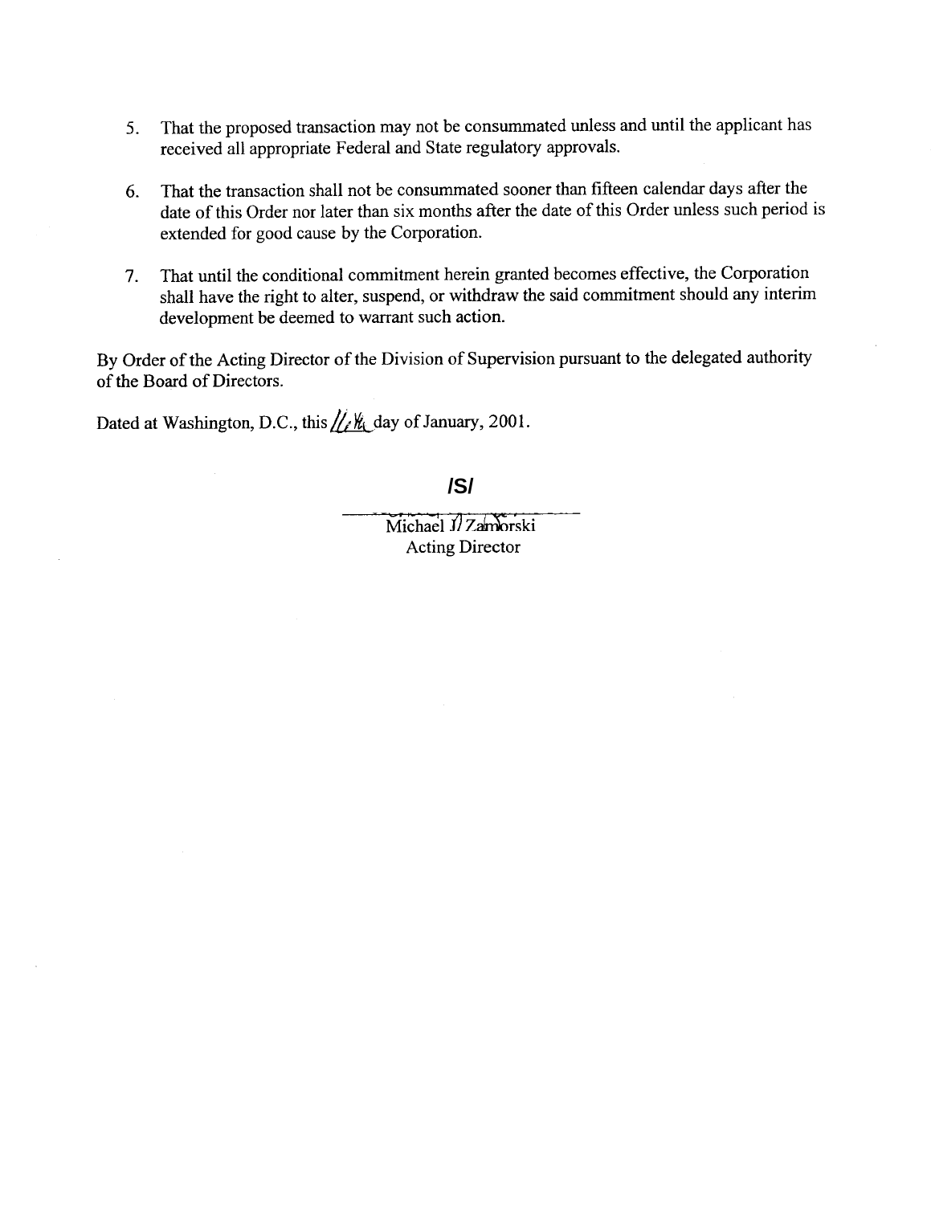5. That the proposed transaction may not be consummated unless and until the applicant has received all appropriate Federal and State regulatory approvals.

6. That the transaction shall not be consummated sooner than fifteen calendar days after the date of this Order nor later than six months after the date of this Order unless such period is extended for good cause by the Corporation.

7. That until the conditional commitment herein granted becomes effective, the Corporation shall have the right to alter, suspend, or withdraw the said commitment should any interim development be deemed to warrant such action.

By Order of the Acting Director of the Division of Supervision pursuant to the delegated authority of the Board of Directors.

Dated at Washington, D.C., this 11th day of January, 2001.

/S/

Michael J. Zamorski
Acting Director